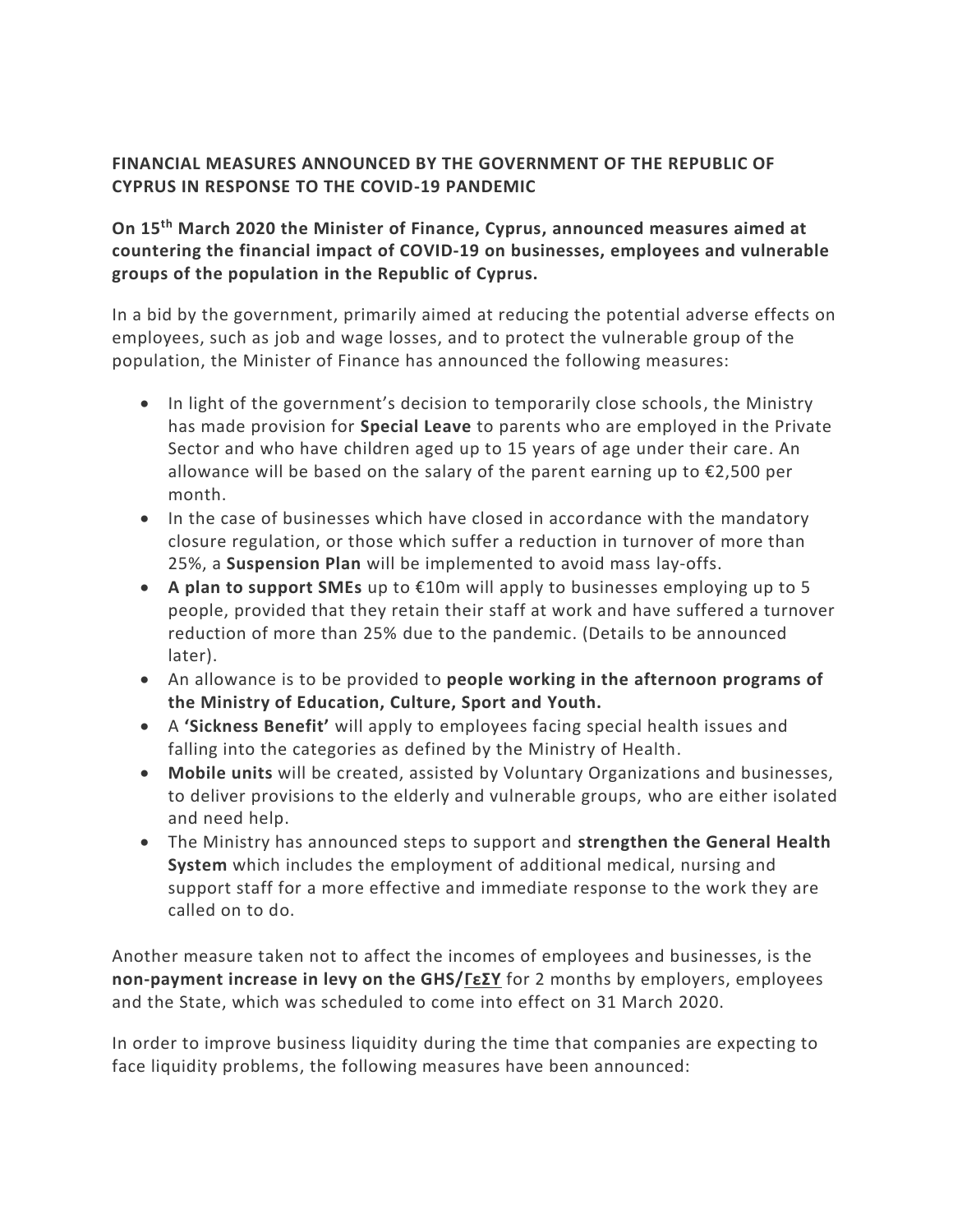**FINANCIAL MEASURES ANNOUNCED BY THE GOVERNMENT OF THE REPUBLIC OF CYPRUS IN RESPONSE TO THE COVID-19 PANDEMIC**

**On 15th March 2020 the Minister of Finance, Cyprus, announced measures aimed at countering the financial impact of COVID-19 on businesses, employees and vulnerable groups of the population in the Republic of Cyprus.**

In a bid by the government, primarily aimed at reducing the potential adverse effects on employees, such as job and wage losses, and to protect the vulnerable group of the population, the Minister of Finance has announced the following measures:

- In light of the government's decision to temporarily close schools, the Ministry has made provision for **Special Leave** to parents who are employed in the Private Sector and who have children aged up to 15 years of age under their care. An allowance will be based on the salary of the parent earning up to €2,500 per month.
- In the case of businesses which have closed in accordance with the mandatory closure regulation, or those which suffer a reduction in turnover of more than 25%, a **Suspension Plan** will be implemented to avoid mass lay-offs.
- **A plan to support SMEs** up to €10m will apply to businesses employing up to 5 people, provided that they retain their staff at work and have suffered a turnover reduction of more than 25% due to the pandemic. (Details to be announced later).
- An allowance is to be provided to **people working in the afternoon programs of the Ministry of Education, Culture, Sport and Youth.**
- A **'Sickness Benefit'** will apply to employees facing special health issues and falling into the categories as defined by the Ministry of Health.
- **Mobile units** will be created, assisted by Voluntary Organizations and businesses, to deliver provisions to the elderly and vulnerable groups, who are either isolated and need help.
- The Ministry has announced steps to support and **strengthen the General Health System** which includes the employment of additional medical, nursing and support staff for a more effective and immediate response to the work they are called on to do.

Another measure taken not to affect the incomes of employees and businesses, is the **non-payment increase in levy on the GHS/ΓεΣΥ** for 2 months by employers, employees and the State, which was scheduled to come into effect on 31 March 2020.

In order to improve business liquidity during the time that companies are expecting to face liquidity problems, the following measures have been announced: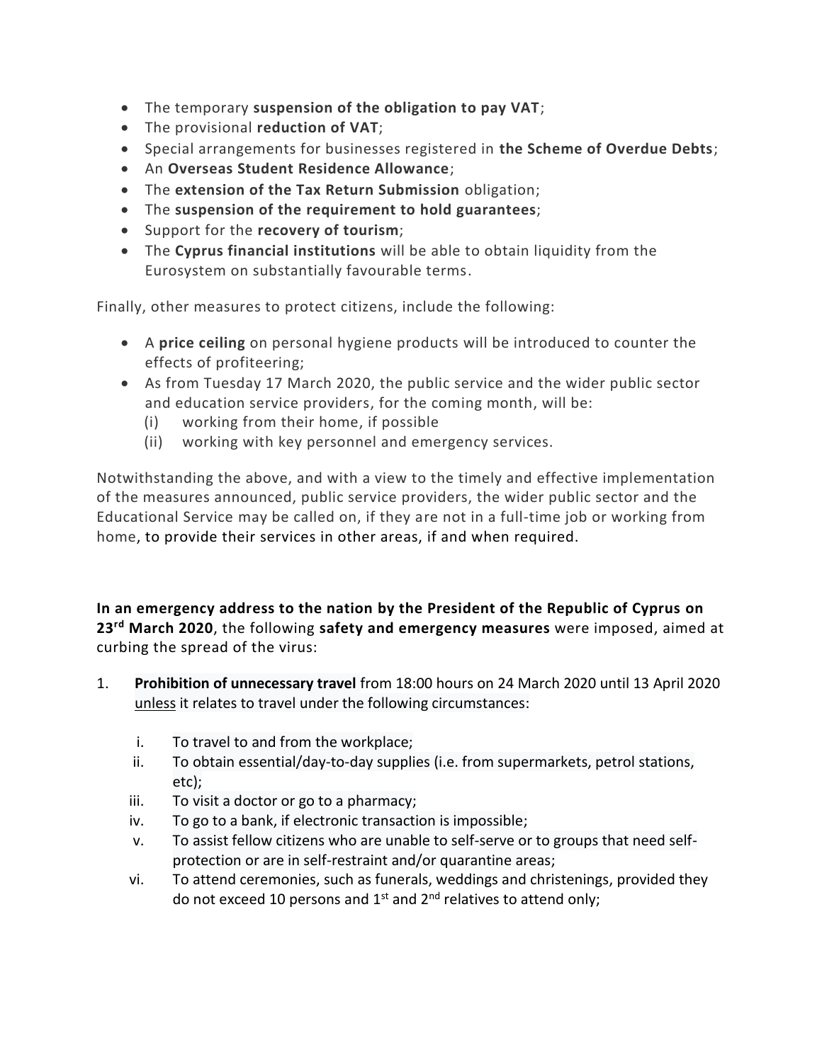- The temporary **suspension of the obligation to pay VAT**;
- The provisional **reduction of VAT**;
- Special arrangements for businesses registered in **the Scheme of Overdue Debts**;
- An **Overseas Student Residence Allowance**;
- The **extension of the Tax Return Submission** obligation;
- The **suspension of the requirement to hold guarantees**;
- Support for the **recovery of tourism**;
- The **Cyprus financial institutions** will be able to obtain liquidity from the Eurosystem on substantially favourable terms.

Finally, other measures to protect citizens, include the following:

- A **price ceiling** on personal hygiene products will be introduced to counter the effects of profiteering;
- As from Tuesday 17 March 2020, the public service and the wider public sector and education service providers, for the coming month, will be:
  (i) working from their home, if possible
  (ii) working with key personnel and emergency services.

Notwithstanding the above, and with a view to the timely and effective implementation of the measures announced, public service providers, the wider public sector and the Educational Service may be called on, if they are not in a full-time job or working from home, to provide their services in other areas, if and when required.

**In an emergency address to the nation by the President of the Republic of Cyprus on 23rd March 2020**, the following **safety and emergency measures** were imposed, aimed at curbing the spread of the virus:

1. **Prohibition of unnecessary travel** from 18:00 hours on 24 March 2020 until 13 April 2020 <u>unless</u> it relates to travel under the following circumstances:

   i. To travel to and from the workplace;
   ii. To obtain essential/day-to-day supplies (i.e. from supermarkets, petrol stations, etc);
   iii. To visit a doctor or go to a pharmacy;
   iv. To go to a bank, if electronic transaction is impossible;
   v. To assist fellow citizens who are unable to self-serve or to groups that need self-protection or are in self-restraint and/or quarantine areas;
   vi. To attend ceremonies, such as funerals, weddings and christenings, provided they do not exceed 10 persons and 1st and 2nd relatives to attend only;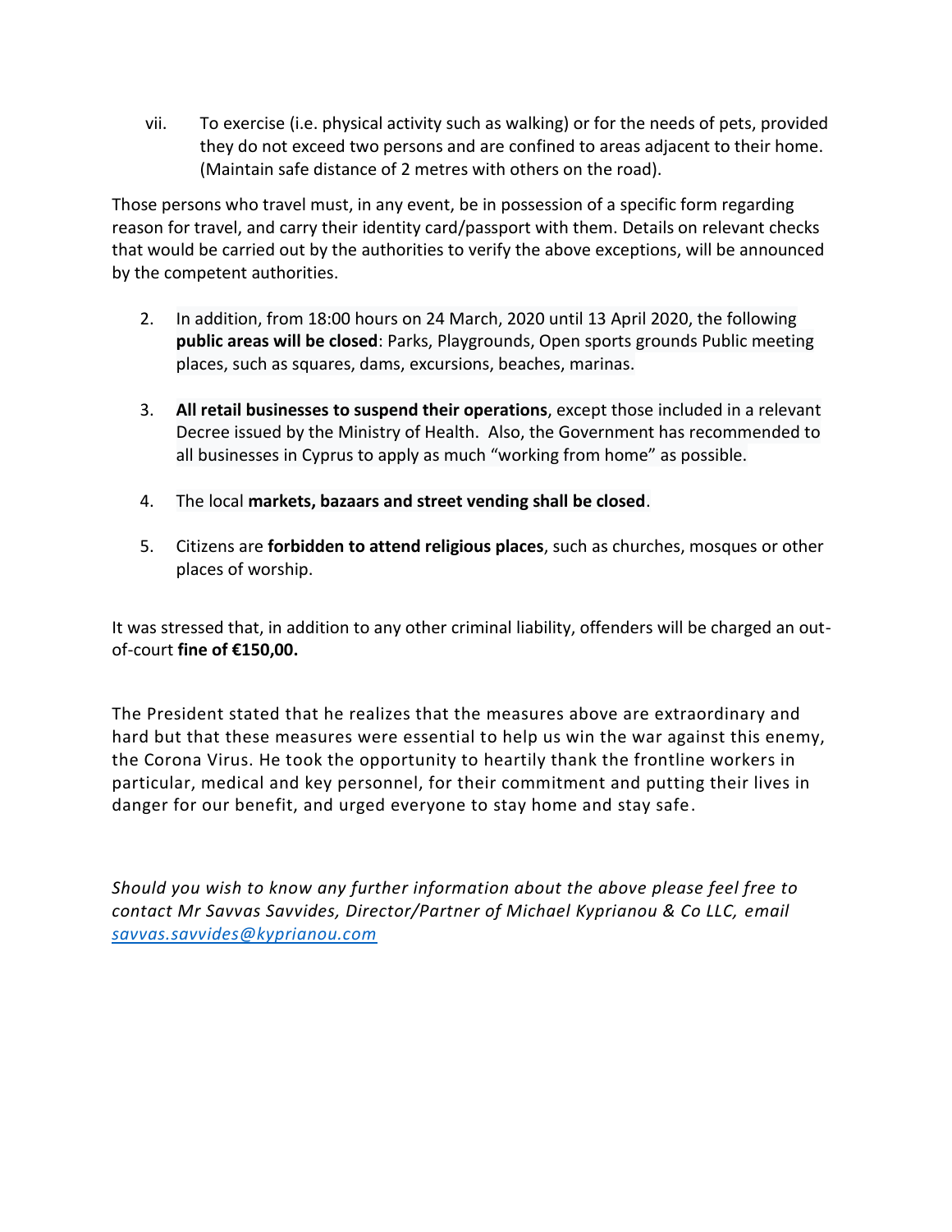vii. To exercise (i.e. physical activity such as walking) or for the needs of pets, provided they do not exceed two persons and are confined to areas adjacent to their home. (Maintain safe distance of 2 metres with others on the road).

Those persons who travel must, in any event, be in possession of a specific form regarding reason for travel, and carry their identity card/passport with them. Details on relevant checks that would be carried out by the authorities to verify the above exceptions, will be announced by the competent authorities.

2. In addition, from 18:00 hours on 24 March, 2020 until 13 April 2020, the following **public areas will be closed**: Parks, Playgrounds, Open sports grounds Public meeting places, such as squares, dams, excursions, beaches, marinas.

3. **All retail businesses to suspend their operations**, except those included in a relevant Decree issued by the Ministry of Health. Also, the Government has recommended to all businesses in Cyprus to apply as much "working from home" as possible.

4. The local **markets, bazaars and street vending shall be closed**.

5. Citizens are **forbidden to attend religious places**, such as churches, mosques or other places of worship.

It was stressed that, in addition to any other criminal liability, offenders will be charged an out-of-court **fine of €150,00.**

The President stated that he realizes that the measures above are extraordinary and hard but that these measures were essential to help us win the war against this enemy, the Corona Virus. He took the opportunity to heartily thank the frontline workers in particular, medical and key personnel, for their commitment and putting their lives in danger for our benefit, and urged everyone to stay home and stay safe.

*Should you wish to know any further information about the above please feel free to contact Mr Savvas Savvides, Director/Partner of Michael Kyprianou & Co LLC, email savvas.savvides@kyprianou.com*